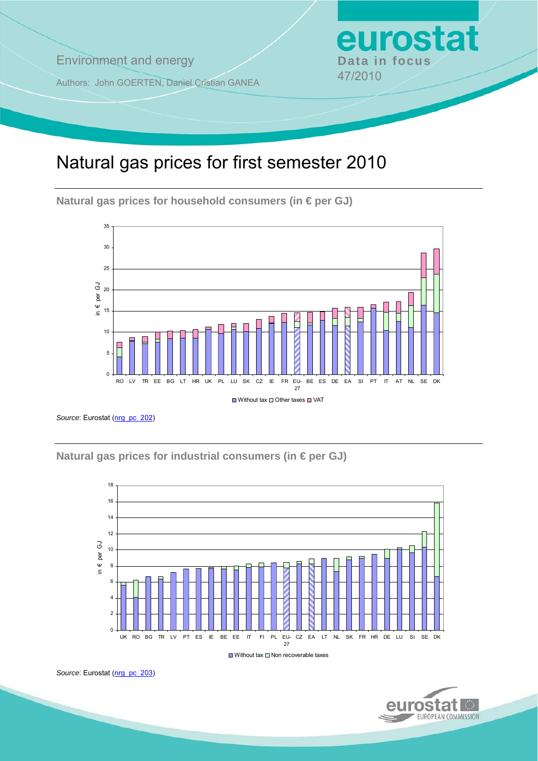Environment and energy

Authors: John GOERTEN, Daniel Cristian GANEA

**eurostat**
**Data in focus**
47/2010

# Natural gas prices for first semester 2010

## Natural gas prices for household consumers (in € per GJ)

*Source*: Eurostat (nrg_pc_202)

## Natural gas prices for industrial consumers (in € per GJ)

*Source*: Eurostat (nrg_pc_203)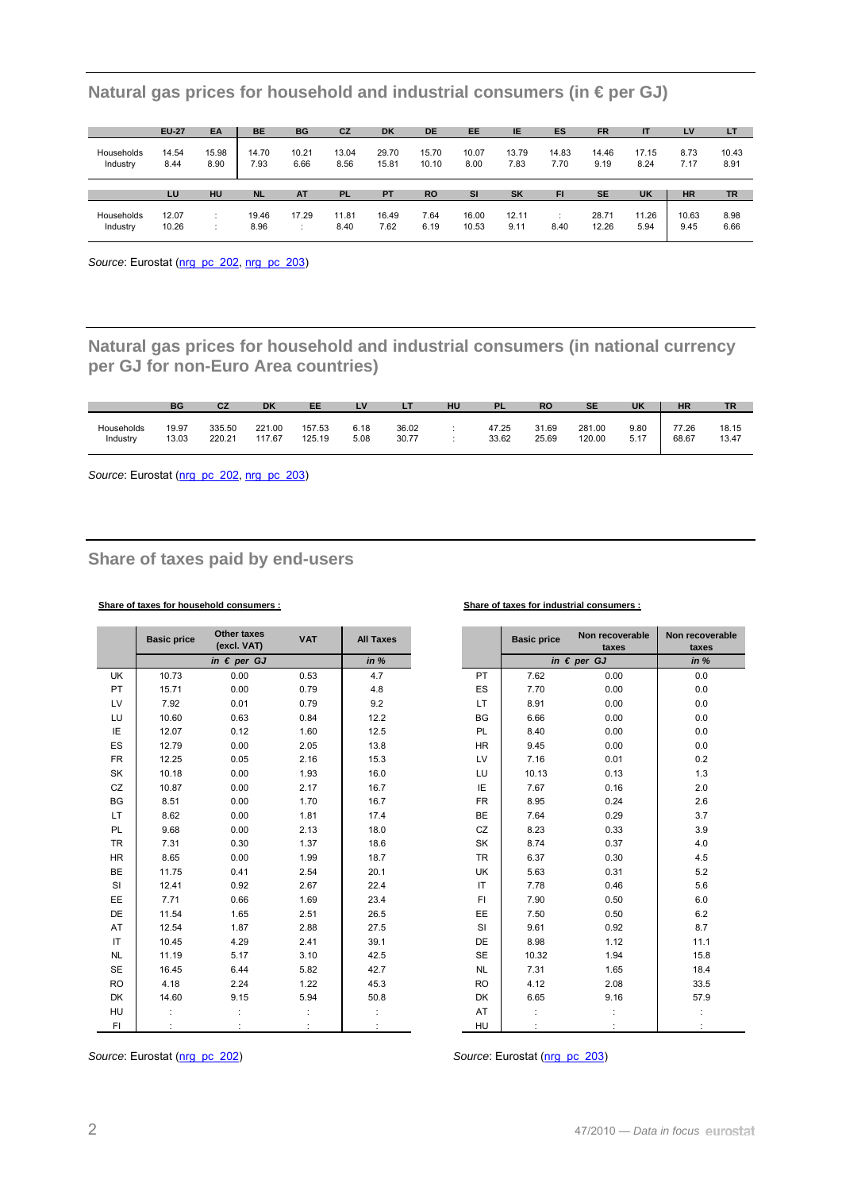## Natural gas prices for household and industrial consumers (in € per GJ)

| | EU-27 | EA | BE | BG | CZ | DK | DE | EE | IE | ES | FR | IT | LV | LT |
|---|---|---|---|---|---|---|---|---|---|---|---|---|---|---|
| Households | 14.54 | 15.98 | 14.70 | 10.21 | 13.04 | 29.70 | 15.70 | 10.07 | 13.79 | 14.83 | 14.46 | 17.15 | 8.73 | 10.43 |
| Industry | 8.44 | 8.90 | 7.93 | 6.66 | 8.56 | 15.81 | 10.10 | 8.00 | 7.83 | 7.70 | 9.19 | 8.24 | 7.17 | 8.91 |

| | LU | HU | NL | AT | PL | PT | RO | SI | SK | FI | SE | UK | HR | TR |
|---|---|---|---|---|---|---|---|---|---|---|---|---|---|---|
| Households | 12.07 | : | 19.46 | 17.29 | 11.81 | 16.49 | 7.64 | 16.00 | 12.11 | : | 28.71 | 11.26 | 10.63 | 8.98 |
| Industry | 10.26 | : | 8.96 | : | 8.40 | 7.62 | 6.19 | 10.53 | 9.11 | 8.40 | 12.26 | 5.94 | 9.45 | 6.66 |

*Source*: Eurostat (nrg_pc_202, nrg_pc_203)

## Natural gas prices for household and industrial consumers (in national currency per GJ for non-Euro Area countries)

| | BG | CZ | DK | EE | LV | LT | HU | PL | RO | SE | UK | HR | TR |
|---|---|---|---|---|---|---|---|---|---|---|---|---|---|
| Households | 19.97 | 335.50 | 221.00 | 157.53 | 6.18 | 36.02 | : | 47.25 | 31.69 | 281.00 | 9.80 | 77.26 | 18.15 |
| Industry | 13.03 | 220.21 | 117.67 | 125.19 | 5.08 | 30.77 | : | 33.62 | 25.69 | 120.00 | 5.17 | 68.67 | 13.47 |

*Source*: Eurostat (nrg_pc_202, nrg_pc_203)

## Share of taxes paid by end-users

**Share of taxes for household consumers :**

| | Basic price | Other taxes (excl. VAT) | VAT | All Taxes |
|---|---|---|---|---|
| | *in € per GJ* | | | *in %* |
| UK | 10.73 | 0.00 | 0.53 | 4.7 |
| PT | 15.71 | 0.00 | 0.79 | 4.8 |
| LV | 7.92 | 0.01 | 0.79 | 9.2 |
| LU | 10.60 | 0.63 | 0.84 | 12.2 |
| IE | 12.07 | 0.12 | 1.60 | 12.5 |
| ES | 12.79 | 0.00 | 2.05 | 13.8 |
| FR | 12.25 | 0.05 | 2.16 | 15.3 |
| SK | 10.18 | 0.00 | 1.93 | 16.0 |
| CZ | 10.87 | 0.00 | 2.17 | 16.7 |
| BG | 8.51 | 0.00 | 1.70 | 16.7 |
| LT | 8.62 | 0.00 | 1.81 | 17.4 |
| PL | 9.68 | 0.00 | 2.13 | 18.0 |
| TR | 7.31 | 0.30 | 1.37 | 18.6 |
| HR | 8.65 | 0.00 | 1.99 | 18.7 |
| BE | 11.75 | 0.41 | 2.54 | 20.1 |
| SI | 12.41 | 0.92 | 2.67 | 22.4 |
| EE | 7.71 | 0.66 | 1.69 | 23.4 |
| DE | 11.54 | 1.65 | 2.51 | 26.5 |
| AT | 12.54 | 1.87 | 2.88 | 27.5 |
| IT | 10.45 | 4.29 | 2.41 | 39.1 |
| NL | 11.19 | 5.17 | 3.10 | 42.5 |
| SE | 16.45 | 6.44 | 5.82 | 42.7 |
| RO | 4.18 | 2.24 | 1.22 | 45.3 |
| DK | 14.60 | 9.15 | 5.94 | 50.8 |
| HU | : | : | : | : |
| FI | : | : | : | : |

*Source*: Eurostat (nrg_pc_202)

**Share of taxes for industrial consumers :**

| | Basic price | Non recoverable taxes | Non recoverable taxes |
|---|---|---|---|
| | *in € per GJ* | | *in %* |
| PT | 7.62 | 0.00 | 0.0 |
| ES | 7.70 | 0.00 | 0.0 |
| LT | 8.91 | 0.00 | 0.0 |
| BG | 6.66 | 0.00 | 0.0 |
| PL | 8.40 | 0.00 | 0.0 |
| HR | 9.45 | 0.00 | 0.0 |
| LV | 7.16 | 0.01 | 0.2 |
| LU | 10.13 | 0.13 | 1.3 |
| IE | 7.67 | 0.16 | 2.0 |
| FR | 8.95 | 0.24 | 2.6 |
| BE | 7.64 | 0.29 | 3.7 |
| CZ | 8.23 | 0.33 | 3.9 |
| SK | 8.74 | 0.37 | 4.0 |
| TR | 6.37 | 0.30 | 4.5 |
| UK | 5.63 | 0.31 | 5.2 |
| IT | 7.78 | 0.46 | 5.6 |
| FI | 7.90 | 0.50 | 6.0 |
| EE | 7.50 | 0.50 | 6.2 |
| SI | 9.61 | 0.92 | 8.7 |
| DE | 8.98 | 1.12 | 11.1 |
| SE | 10.32 | 1.94 | 15.8 |
| NL | 7.31 | 1.65 | 18.4 |
| RO | 4.12 | 2.08 | 33.5 |
| DK | 6.65 | 9.16 | 57.9 |
| AT | : | : | : |
| HU | : | : | : |

*Source*: Eurostat (nrg_pc_203)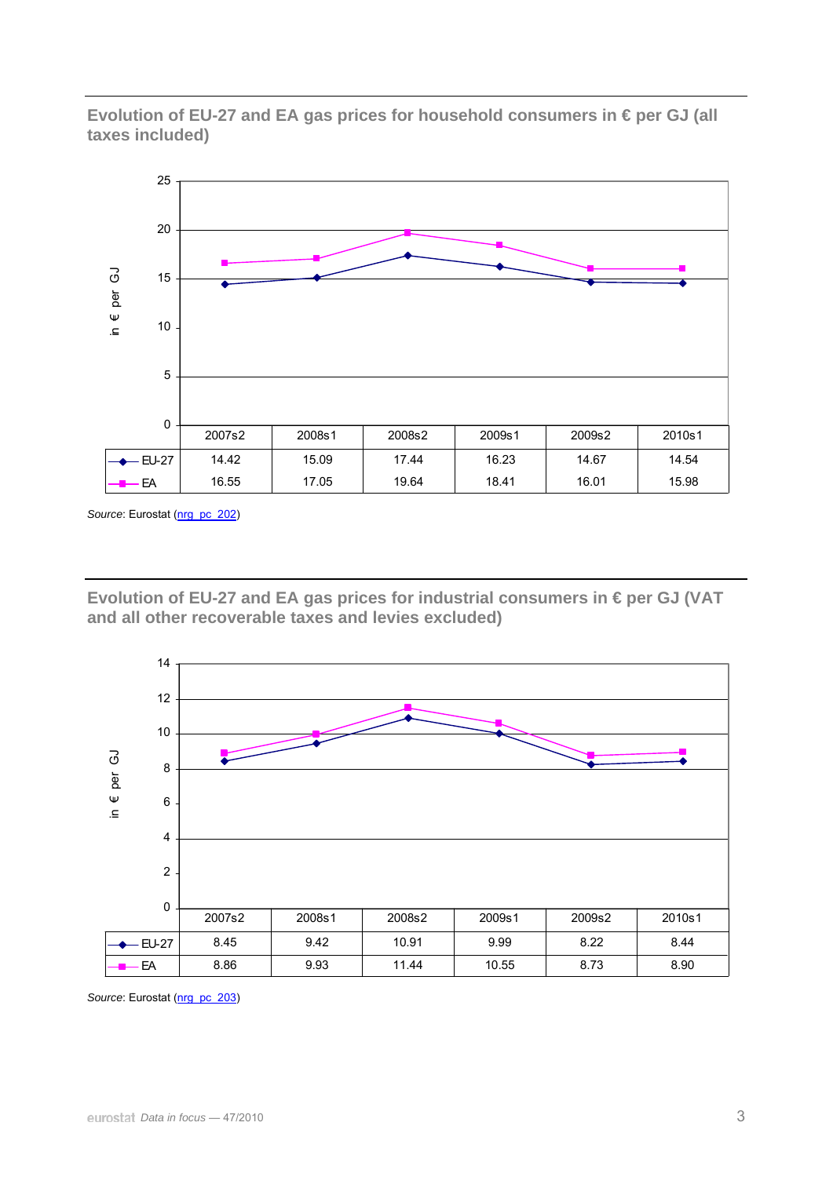## Evolution of EU-27 and EA gas prices for household consumers in € per GJ (all taxes included)

| | 2007s2 | 2008s1 | 2008s2 | 2009s1 | 2009s2 | 2010s1 |
|---|---|---|---|---|---|---|
| EU-27 | 14.42 | 15.09 | 17.44 | 16.23 | 14.67 | 14.54 |
| EA | 16.55 | 17.05 | 19.64 | 18.41 | 16.01 | 15.98 |

*Source*: Eurostat (nrg_pc_202)

## Evolution of EU-27 and EA gas prices for industrial consumers in € per GJ (VAT and all other recoverable taxes and levies excluded)

| | 2007s2 | 2008s1 | 2008s2 | 2009s1 | 2009s2 | 2010s1 |
|---|---|---|---|---|---|---|
| EU-27 | 8.45 | 9.42 | 10.91 | 9.99 | 8.22 | 8.44 |
| EA | 8.86 | 9.93 | 11.44 | 10.55 | 8.73 | 8.90 |

*Source*: Eurostat (nrg_pc_203)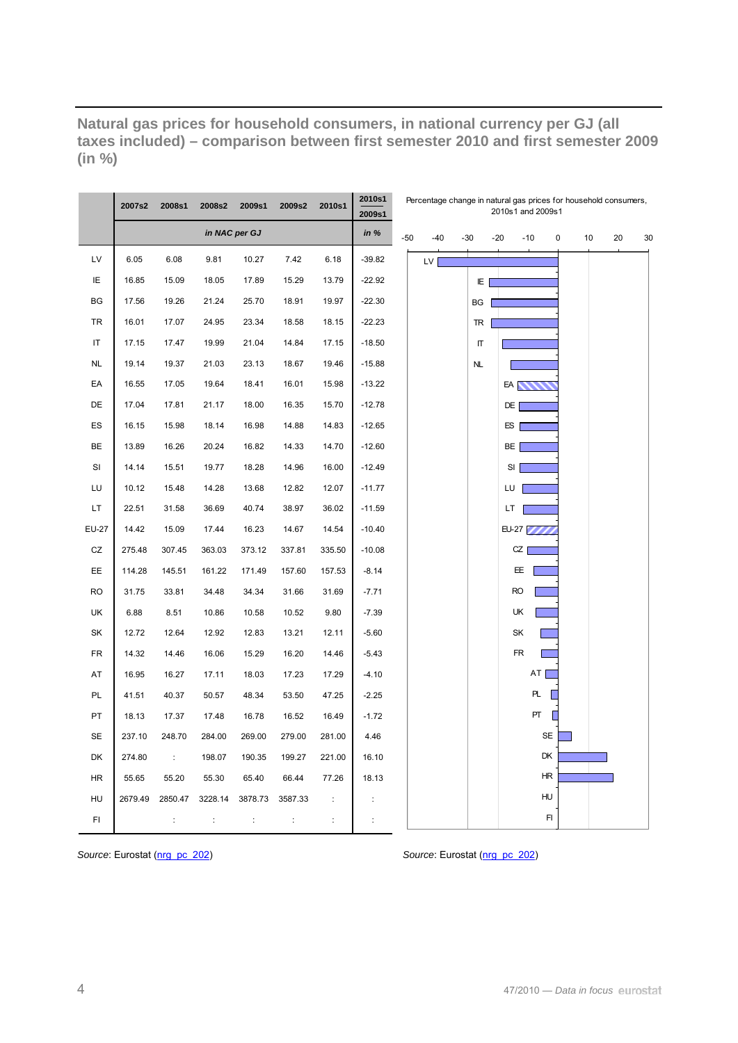**Natural gas prices for household consumers, in national currency per GJ (all taxes included) – comparison between first semester 2010 and first semester 2009 (in %)**

| | 2007s2 | 2008s1 | 2008s2 | 2009s1 | 2009s2 | 2010s1 | 2010s1 / 2009s1 |
|---|---|---|---|---|---|---|---|
| | in NAC per GJ | | | | | | in % |
| LV | 6.05 | 6.08 | 9.81 | 10.27 | 7.42 | 6.18 | -39.82 |
| IE | 16.85 | 15.09 | 18.05 | 17.89 | 15.29 | 13.79 | -22.92 |
| BG | 17.56 | 19.26 | 21.24 | 25.70 | 18.91 | 19.97 | -22.30 |
| TR | 16.01 | 17.07 | 24.95 | 23.34 | 18.58 | 18.15 | -22.23 |
| IT | 17.15 | 17.47 | 19.99 | 21.04 | 14.84 | 17.15 | -18.50 |
| NL | 19.14 | 19.37 | 21.03 | 23.13 | 18.67 | 19.46 | -15.88 |
| EA | 16.55 | 17.05 | 19.64 | 18.41 | 16.01 | 15.98 | -13.22 |
| DE | 17.04 | 17.81 | 21.17 | 18.00 | 16.35 | 15.70 | -12.78 |
| ES | 16.15 | 15.98 | 18.14 | 16.98 | 14.88 | 14.83 | -12.65 |
| BE | 13.89 | 16.26 | 20.24 | 16.82 | 14.33 | 14.70 | -12.60 |
| SI | 14.14 | 15.51 | 19.77 | 18.28 | 14.96 | 16.00 | -12.49 |
| LU | 10.12 | 15.48 | 14.28 | 13.68 | 12.82 | 12.07 | -11.77 |
| LT | 22.51 | 31.58 | 36.69 | 40.74 | 38.97 | 36.02 | -11.59 |
| EU-27 | 14.42 | 15.09 | 17.44 | 16.23 | 14.67 | 14.54 | -10.40 |
| CZ | 275.48 | 307.45 | 363.03 | 373.12 | 337.81 | 335.50 | -10.08 |
| EE | 114.28 | 145.51 | 161.22 | 171.49 | 157.60 | 157.53 | -8.14 |
| RO | 31.75 | 33.81 | 34.48 | 34.34 | 31.66 | 31.69 | -7.71 |
| UK | 6.88 | 8.51 | 10.86 | 10.58 | 10.52 | 9.80 | -7.39 |
| SK | 12.72 | 12.64 | 12.92 | 12.83 | 13.21 | 12.11 | -5.60 |
| FR | 14.32 | 14.46 | 16.06 | 15.29 | 16.20 | 14.46 | -5.43 |
| AT | 16.95 | 16.27 | 17.11 | 18.03 | 17.23 | 17.29 | -4.10 |
| PL | 41.51 | 40.37 | 50.57 | 48.34 | 53.50 | 47.25 | -2.25 |
| PT | 18.13 | 17.37 | 17.48 | 16.78 | 16.52 | 16.49 | -1.72 |
| SE | 237.10 | 248.70 | 284.00 | 269.00 | 279.00 | 281.00 | 4.46 |
| DK | 274.80 | : | 198.07 | 190.35 | 199.27 | 221.00 | 16.10 |
| HR | 55.65 | 55.20 | 55.30 | 65.40 | 66.44 | 77.26 | 18.13 |
| HU | 2679.49 | 2850.47 | 3228.14 | 3878.73 | 3587.33 | : | : |
| FI | | : | : | : | : | : | : |

*Source*: Eurostat (nrg_pc_202)

Percentage change in natural gas prices for household consumers, 2010s1 and 2009s1

*Source*: Eurostat (nrg_pc_202)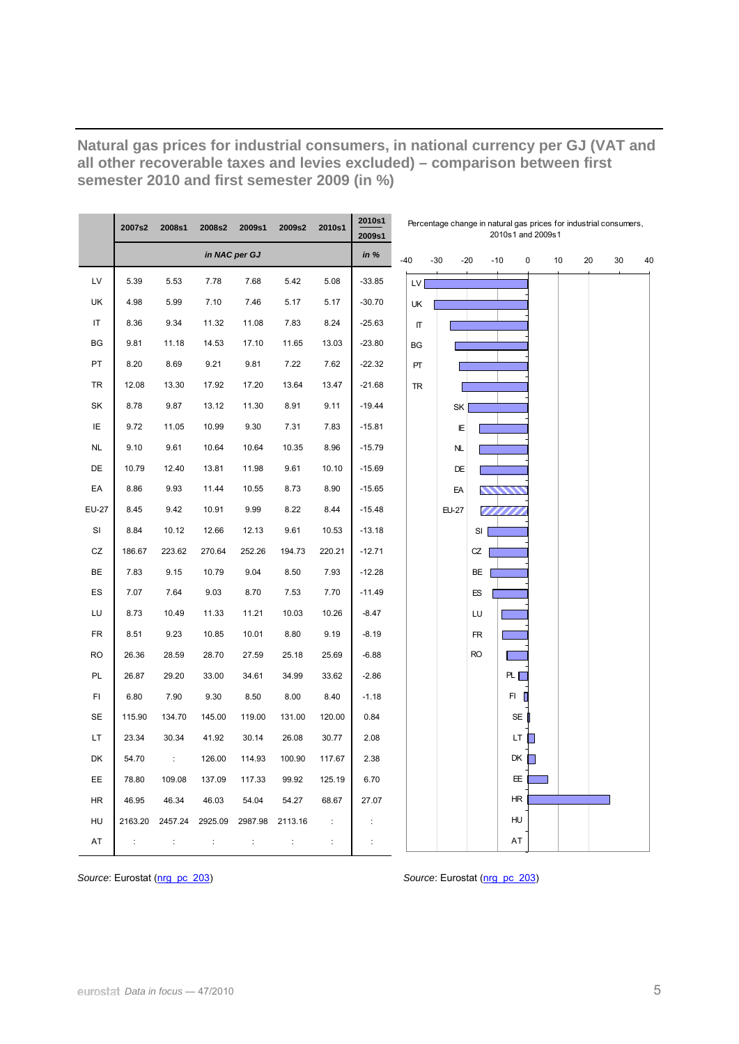## Natural gas prices for industrial consumers, in national currency per GJ (VAT and all other recoverable taxes and levies excluded) – comparison between first semester 2010 and first semester 2009 (in %)

| | 2007s2 | 2008s1 | 2008s2 | 2009s1 | 2009s2 | 2010s1 | 2010s1 / 2009s1 |
|---|---|---|---|---|---|---|---|
| | *in NAC per GJ* | | | | | | *in %* |
| LV | 5.39 | 5.53 | 7.78 | 7.68 | 5.42 | 5.08 | -33.85 |
| UK | 4.98 | 5.99 | 7.10 | 7.46 | 5.17 | 5.17 | -30.70 |
| IT | 8.36 | 9.34 | 11.32 | 11.08 | 7.83 | 8.24 | -25.63 |
| BG | 9.81 | 11.18 | 14.53 | 17.10 | 11.65 | 13.03 | -23.80 |
| PT | 8.20 | 8.69 | 9.21 | 9.81 | 7.22 | 7.62 | -22.32 |
| TR | 12.08 | 13.30 | 17.92 | 17.20 | 13.64 | 13.47 | -21.68 |
| SK | 8.78 | 9.87 | 13.12 | 11.30 | 8.91 | 9.11 | -19.44 |
| IE | 9.72 | 11.05 | 10.99 | 9.30 | 7.31 | 7.83 | -15.81 |
| NL | 9.10 | 9.61 | 10.64 | 10.64 | 10.35 | 8.96 | -15.79 |
| DE | 10.79 | 12.40 | 13.81 | 11.98 | 9.61 | 10.10 | -15.69 |
| EA | 8.86 | 9.93 | 11.44 | 10.55 | 8.73 | 8.90 | -15.65 |
| EU-27 | 8.45 | 9.42 | 10.91 | 9.99 | 8.22 | 8.44 | -15.48 |
| SI | 8.84 | 10.12 | 12.66 | 12.13 | 9.61 | 10.53 | -13.18 |
| CZ | 186.67 | 223.62 | 270.64 | 252.26 | 194.73 | 220.21 | -12.71 |
| BE | 7.83 | 9.15 | 10.79 | 9.04 | 8.50 | 7.93 | -12.28 |
| ES | 7.07 | 7.64 | 9.03 | 8.70 | 7.53 | 7.70 | -11.49 |
| LU | 8.73 | 10.49 | 11.33 | 11.21 | 10.03 | 10.26 | -8.47 |
| FR | 8.51 | 9.23 | 10.85 | 10.01 | 8.80 | 9.19 | -8.19 |
| RO | 26.36 | 28.59 | 28.70 | 27.59 | 25.18 | 25.69 | -6.88 |
| PL | 26.87 | 29.20 | 33.00 | 34.61 | 34.99 | 33.62 | -2.86 |
| FI | 6.80 | 7.90 | 9.30 | 8.50 | 8.00 | 8.40 | -1.18 |
| SE | 115.90 | 134.70 | 145.00 | 119.00 | 131.00 | 120.00 | 0.84 |
| LT | 23.34 | 30.34 | 41.92 | 30.14 | 26.08 | 30.77 | 2.08 |
| DK | 54.70 | : | 126.00 | 114.93 | 100.90 | 117.67 | 2.38 |
| EE | 78.80 | 109.08 | 137.09 | 117.33 | 99.92 | 125.19 | 6.70 |
| HR | 46.95 | 46.34 | 46.03 | 54.04 | 54.27 | 68.67 | 27.07 |
| HU | 2163.20 | 2457.24 | 2925.09 | 2987.98 | 2113.16 | : | : |
| AT | : | : | : | : | : | : | : |

*Source*: Eurostat (nrg_pc_203)

Percentage change in natural gas prices for industrial consumers, 2010s1 and 2009s1

*Source*: Eurostat (nrg_pc_203)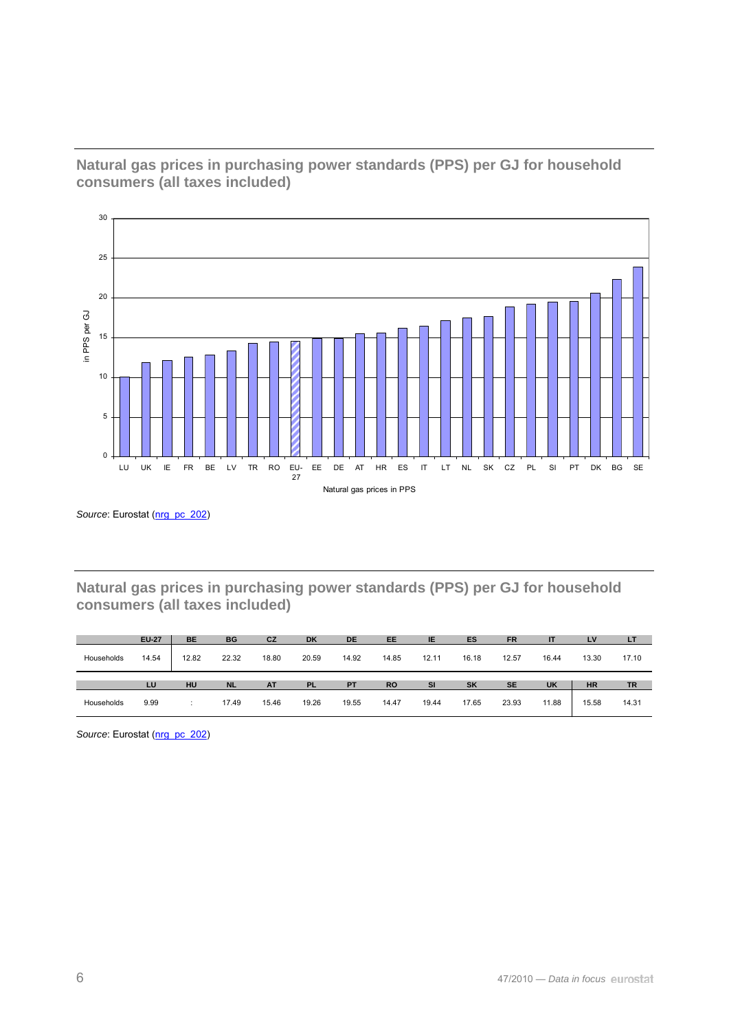## Natural gas prices in purchasing power standards (PPS) per GJ for household consumers (all taxes included)

*Source*: Eurostat (nrg_pc_202)

## Natural gas prices in purchasing power standards (PPS) per GJ for household consumers (all taxes included)

| | EU-27 | BE | BG | CZ | DK | DE | EE | IE | ES | FR | IT | LV | LT |
|---|---|---|---|---|---|---|---|---|---|---|---|---|---|
| Households | 14.54 | 12.82 | 22.32 | 18.80 | 20.59 | 14.92 | 14.85 | 12.11 | 16.18 | 12.57 | 16.44 | 13.30 | 17.10 |

| | LU | HU | NL | AT | PL | PT | RO | SI | SK | SE | UK | HR | TR |
|---|---|---|---|---|---|---|---|---|---|---|---|---|---|
| Households | 9.99 | : | 17.49 | 15.46 | 19.26 | 19.55 | 14.47 | 19.44 | 17.65 | 23.93 | 11.88 | 15.58 | 14.31 |

*Source*: Eurostat (nrg_pc_202)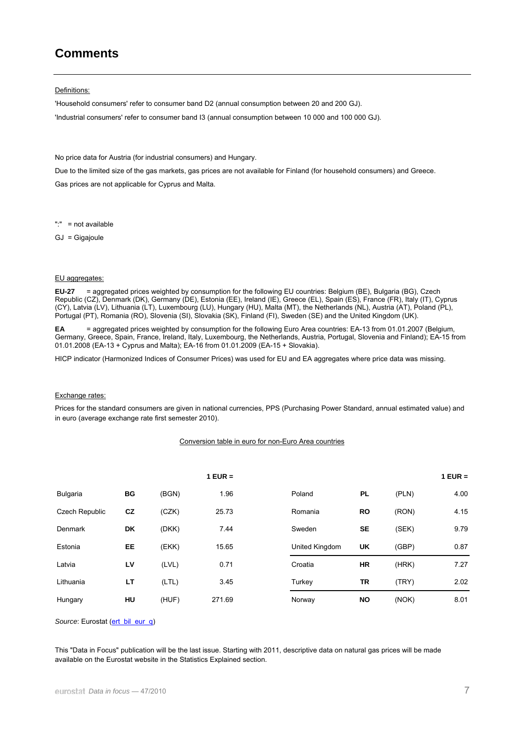# Comments

Definitions:

'Household consumers' refer to consumer band D2 (annual consumption between 20 and 200 GJ).

'Industrial consumers' refer to consumer band I3 (annual consumption between 10 000 and 100 000 GJ).

No price data for Austria (for industrial consumers) and Hungary.

Due to the limited size of the gas markets, gas prices are not available for Finland (for household consumers) and Greece.

Gas prices are not applicable for Cyprus and Malta.

":" = not available

GJ = Gigajoule

EU aggregates:

**EU-27** = aggregated prices weighted by consumption for the following EU countries: Belgium (BE), Bulgaria (BG), Czech Republic (CZ), Denmark (DK), Germany (DE), Estonia (EE), Ireland (IE), Greece (EL), Spain (ES), France (FR), Italy (IT), Cyprus (CY), Latvia (LV), Lithuania (LT), Luxembourg (LU), Hungary (HU), Malta (MT), the Netherlands (NL), Austria (AT), Poland (PL), Portugal (PT), Romania (RO), Slovenia (SI), Slovakia (SK), Finland (FI), Sweden (SE) and the United Kingdom (UK).

**EA** = aggregated prices weighted by consumption for the following Euro Area countries: EA-13 from 01.01.2007 (Belgium, Germany, Greece, Spain, France, Ireland, Italy, Luxembourg, the Netherlands, Austria, Portugal, Slovenia and Finland); EA-15 from 01.01.2008 (EA-13 + Cyprus and Malta); EA-16 from 01.01.2009 (EA-15 + Slovakia).

HICP indicator (Harmonized Indices of Consumer Prices) was used for EU and EA aggregates where price data was missing.

Exchange rates:

Prices for the standard consumers are given in national currencies, PPS (Purchasing Power Standard, annual estimated value) and in euro (average exchange rate first semester 2010).

Conversion table in euro for non-Euro Area countries

| | | | 1 EUR = | | | | 1 EUR = |
|---|---|---|---|---|---|---|---|
| Bulgaria | **BG** | (BGN) | 1.96 | Poland | **PL** | (PLN) | 4.00 |
| Czech Republic | **CZ** | (CZK) | 25.73 | Romania | **RO** | (RON) | 4.15 |
| Denmark | **DK** | (DKK) | 7.44 | Sweden | **SE** | (SEK) | 9.79 |
| Estonia | **EE** | (EKK) | 15.65 | United Kingdom | **UK** | (GBP) | 0.87 |
| Latvia | **LV** | (LVL) | 0.71 | Croatia | **HR** | (HRK) | 7.27 |
| Lithuania | **LT** | (LTL) | 3.45 | Turkey | **TR** | (TRY) | 2.02 |
| Hungary | **HU** | (HUF) | 271.69 | Norway | **NO** | (NOK) | 8.01 |

*Source*: Eurostat (ert_bil_eur_q)

This "Data in Focus" publication will be the last issue. Starting with 2011, descriptive data on natural gas prices will be made available on the Eurostat website in the Statistics Explained section.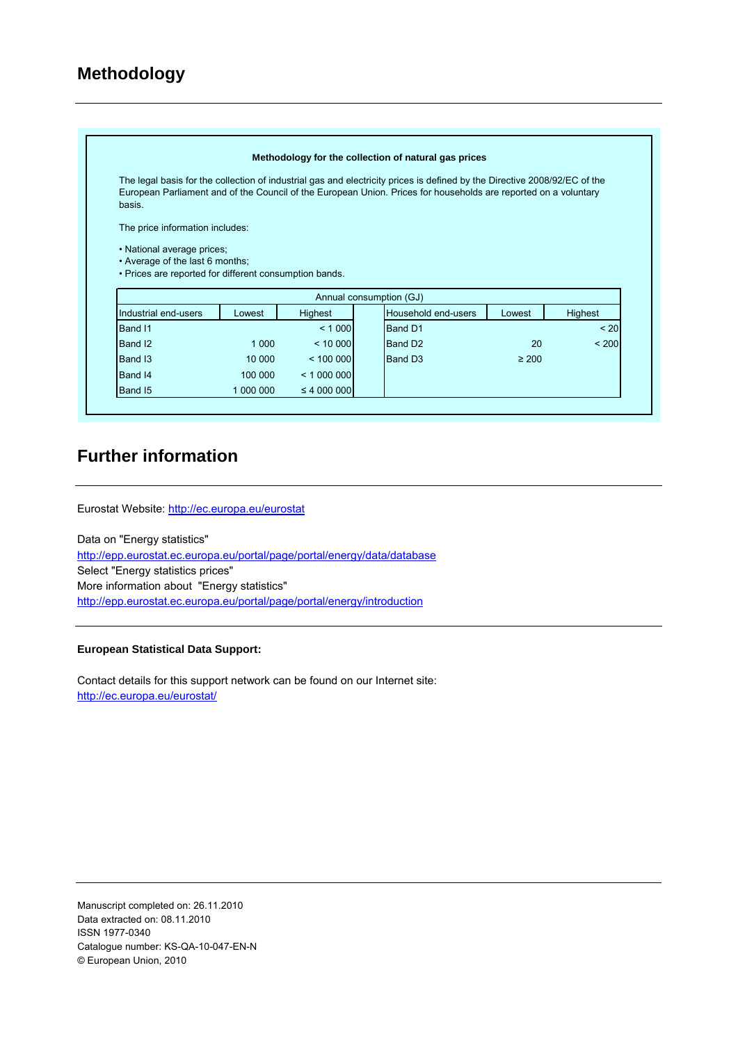## Methodology

**Methodology for the collection of natural gas prices**

The legal basis for the collection of industrial gas and electricity prices is defined by the Directive 2008/92/EC of the European Parliament and of the Council of the European Union. Prices for households are reported on a voluntary basis.

The price information includes:

- National average prices;
- Average of the last 6 months;
- Prices are reported for different consumption bands.

| Annual consumption (GJ) | | | | | | |
|---|---|---|---|---|---|---|
| Industrial end-users | Lowest | Highest | | Household end-users | Lowest | Highest |
| Band I1 | | < 1 000 | | Band D1 | | < 20 |
| Band I2 | 1 000 | < 10 000 | | Band D2 | 20 | < 200 |
| Band I3 | 10 000 | < 100 000 | | Band D3 | ≥ 200 | |
| Band I4 | 100 000 | < 1 000 000 | | | | |
| Band I5 | 1 000 000 | ≤ 4 000 000 | | | | |

## Further information

Eurostat Website: http://ec.europa.eu/eurostat

Data on "Energy statistics"
http://epp.eurostat.ec.europa.eu/portal/page/portal/energy/data/database
Select "Energy statistics prices"
More information about "Energy statistics"
http://epp.eurostat.ec.europa.eu/portal/page/portal/energy/introduction

**European Statistical Data Support:**

Contact details for this support network can be found on our Internet site:
http://ec.europa.eu/eurostat/

Manuscript completed on: 26.11.2010
Data extracted on: 08.11.2010
ISSN 1977-0340
Catalogue number: KS-QA-10-047-EN-N
© European Union, 2010